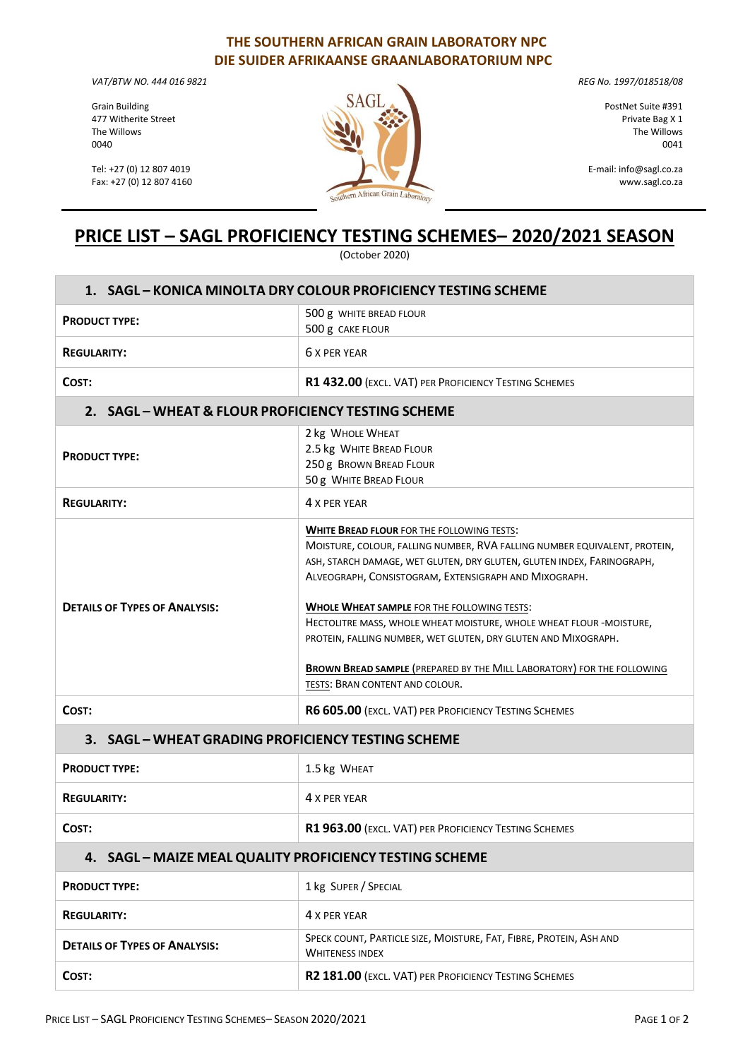# THE SOUTHERN AFRICAN GRAIN LABORATORY NPC
# DIE SUIDER AFRIKAANSE GRAANLABORATORIUM NPC

*VAT/BTW NO. 444 016 9821*

Grain Building
477 Witherite Street
The Willows
0040

Tel: +27 (0) 12 807 4019
Fax: +27 (0) 12 807 4160

*REG No. 1997/018518/08*

PostNet Suite #391
Private Bag X 1
The Willows
0041

E-mail: info@sagl.co.za
www.sagl.co.za

## PRICE LIST – SAGL PROFICIENCY TESTING SCHEMES– 2020/2021 SEASON

(October 2020)

| **1. SAGL – KONICA MINOLTA DRY COLOUR PROFICIENCY TESTING SCHEME** | |
|---|---|
| **PRODUCT TYPE:** | 500 g WHITE BREAD FLOUR<br>500 g CAKE FLOUR |
| **REGULARITY:** | 6 X PER YEAR |
| **COST:** | **R1 432.00** (EXCL. VAT) PER PROFICIENCY TESTING SCHEMES |
| **2. SAGL – WHEAT & FLOUR PROFICIENCY TESTING SCHEME** | |
| **PRODUCT TYPE:** | 2 kg WHOLE WHEAT<br>2.5 kg WHITE BREAD FLOUR<br>250 g BROWN BREAD FLOUR<br>50 g WHITE BREAD FLOUR |
| **REGULARITY:** | 4 X PER YEAR |
| **DETAILS OF TYPES OF ANALYSIS:** | **WHITE BREAD FLOUR** FOR THE FOLLOWING TESTS: MOISTURE, COLOUR, FALLING NUMBER, RVA FALLING NUMBER EQUIVALENT, PROTEIN, ASH, STARCH DAMAGE, WET GLUTEN, DRY GLUTEN, GLUTEN INDEX, FARINOGRAPH, ALVEOGRAPH, CONSISTOGRAM, EXTENSIGRAPH AND MIXOGRAPH.<br><br>**WHOLE WHEAT SAMPLE** FOR THE FOLLOWING TESTS: HECTOLITRE MASS, WHOLE WHEAT MOISTURE, WHOLE WHEAT FLOUR -MOISTURE, PROTEIN, FALLING NUMBER, WET GLUTEN, DRY GLUTEN AND MIXOGRAPH.<br><br>**BROWN BREAD SAMPLE** (PREPARED BY THE MILL LABORATORY) FOR THE FOLLOWING TESTS: BRAN CONTENT AND COLOUR. |
| **COST:** | **R6 605.00** (EXCL. VAT) PER PROFICIENCY TESTING SCHEMES |
| **3. SAGL – WHEAT GRADING PROFICIENCY TESTING SCHEME** | |
| **PRODUCT TYPE:** | 1.5 kg WHEAT |
| **REGULARITY:** | 4 X PER YEAR |
| **COST:** | **R1 963.00** (EXCL. VAT) PER PROFICIENCY TESTING SCHEMES |
| **4. SAGL – MAIZE MEAL QUALITY PROFICIENCY TESTING SCHEME** | |
| **PRODUCT TYPE:** | 1 kg SUPER / SPECIAL |
| **REGULARITY:** | 4 X PER YEAR |
| **DETAILS OF TYPES OF ANALYSIS:** | SPECK COUNT, PARTICLE SIZE, MOISTURE, FAT, FIBRE, PROTEIN, ASH AND WHITENESS INDEX |
| **COST:** | **R2 181.00** (EXCL. VAT) PER PROFICIENCY TESTING SCHEMES |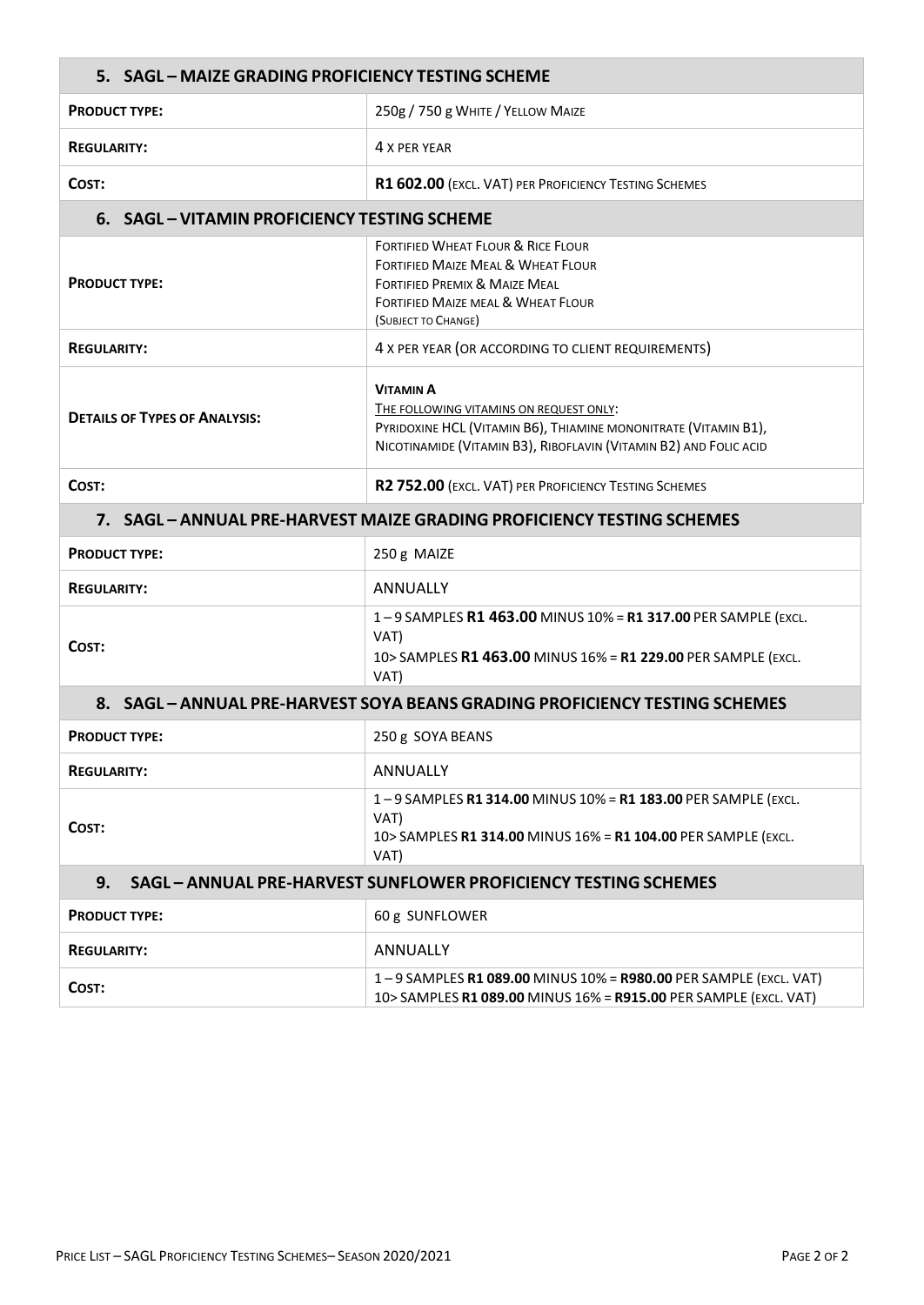| 5. SAGL – Maize Grading Proficiency Testing Scheme | |
|---|---|
| **Product type:** | 250g / 750 g White / Yellow Maize |
| **Regularity:** | 4 x per year |
| **Cost:** | **R1 602.00** (excl. VAT) per Proficiency Testing Schemes |

| 6. SAGL – Vitamin Proficiency Testing Scheme | |
|---|---|
| **Product type:** | Fortified Wheat Flour & Rice Flour<br>Fortified Maize Meal & Wheat Flour<br>Fortified Premix & Maize Meal<br>Fortified Maize meal & Wheat Flour<br>(Subject to Change) |
| **Regularity:** | 4 x per year (or according to client requirements) |
| **Details of Types of Analysis:** | **Vitamin A**<br>The following vitamins on request only:<br>Pyridoxine HCL (Vitamin B6), Thiamine mononitrate (Vitamin B1), Nicotinamide (Vitamin B3), Riboflavin (Vitamin B2) and Folic acid |
| **Cost:** | **R2 752.00** (excl. VAT) per Proficiency Testing Schemes |

| 7. SAGL – Annual Pre-Harvest Maize Grading Proficiency Testing Schemes | |
|---|---|
| **Product type:** | 250 g MAIZE |
| **Regularity:** | ANNUALLY |
| **Cost:** | 1 – 9 samples **R1 463.00** minus 10% = **R1 317.00** per sample (excl. VAT)<br>10> samples **R1 463.00** minus 16% = **R1 229.00** per sample (excl. VAT) |

| 8. SAGL – Annual Pre-Harvest Soya Beans Grading Proficiency Testing Schemes | |
|---|---|
| **Product type:** | 250 g SOYA BEANS |
| **Regularity:** | ANNUALLY |
| **Cost:** | 1 – 9 samples **R1 314.00** minus 10% = **R1 183.00** per sample (excl. VAT)<br>10> samples **R1 314.00** minus 16% = **R1 104.00** per sample (excl. VAT) |

| 9. SAGL – Annual Pre-Harvest Sunflower Proficiency Testing Schemes | |
|---|---|
| **Product type:** | 60 g SUNFLOWER |
| **Regularity:** | ANNUALLY |
| **Cost:** | 1 – 9 samples **R1 089.00** minus 10% = **R980.00** per sample (excl. VAT)<br>10> samples **R1 089.00** minus 16% = **R915.00** per sample (excl. VAT) |